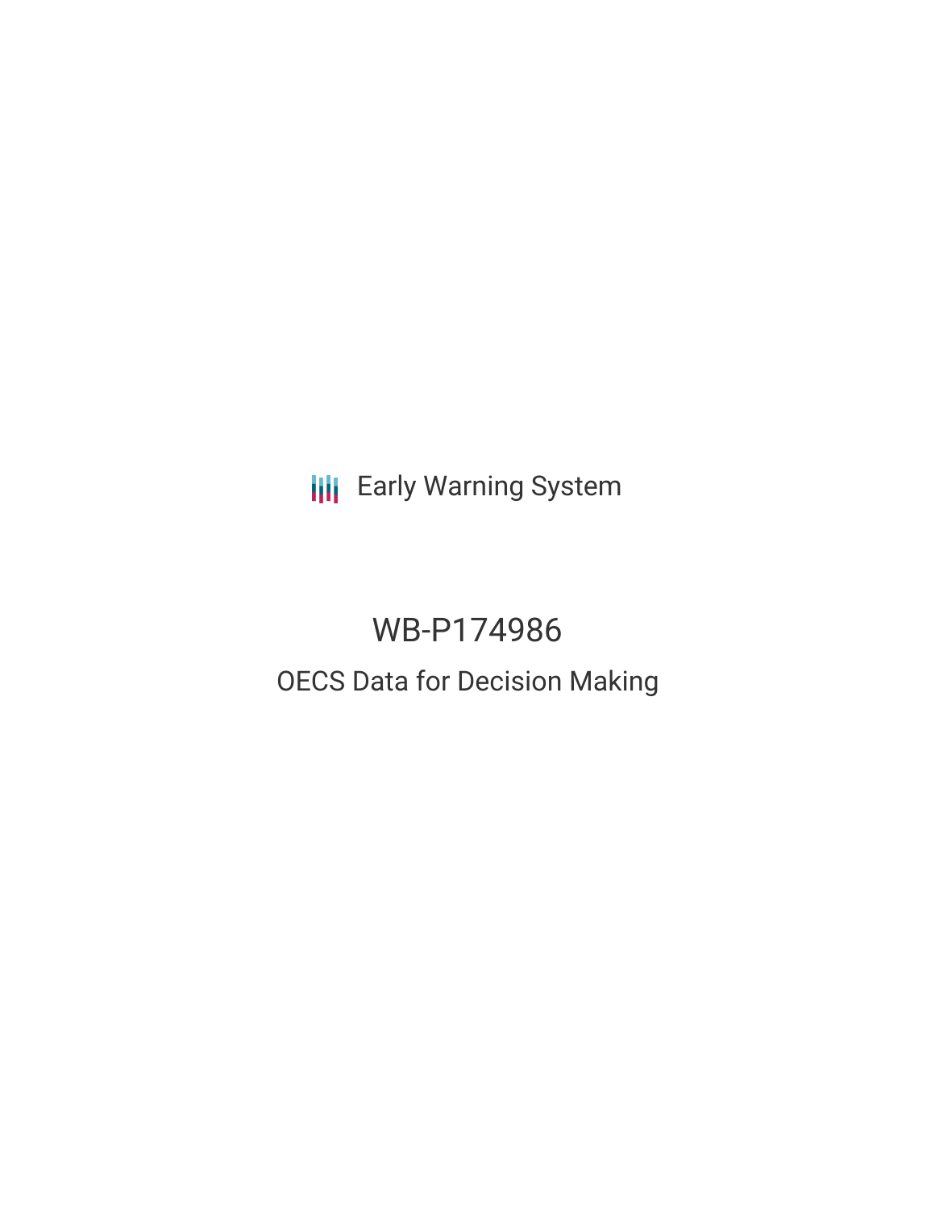Early Warning System

# WB-P174986

## OECS Data for Decision Making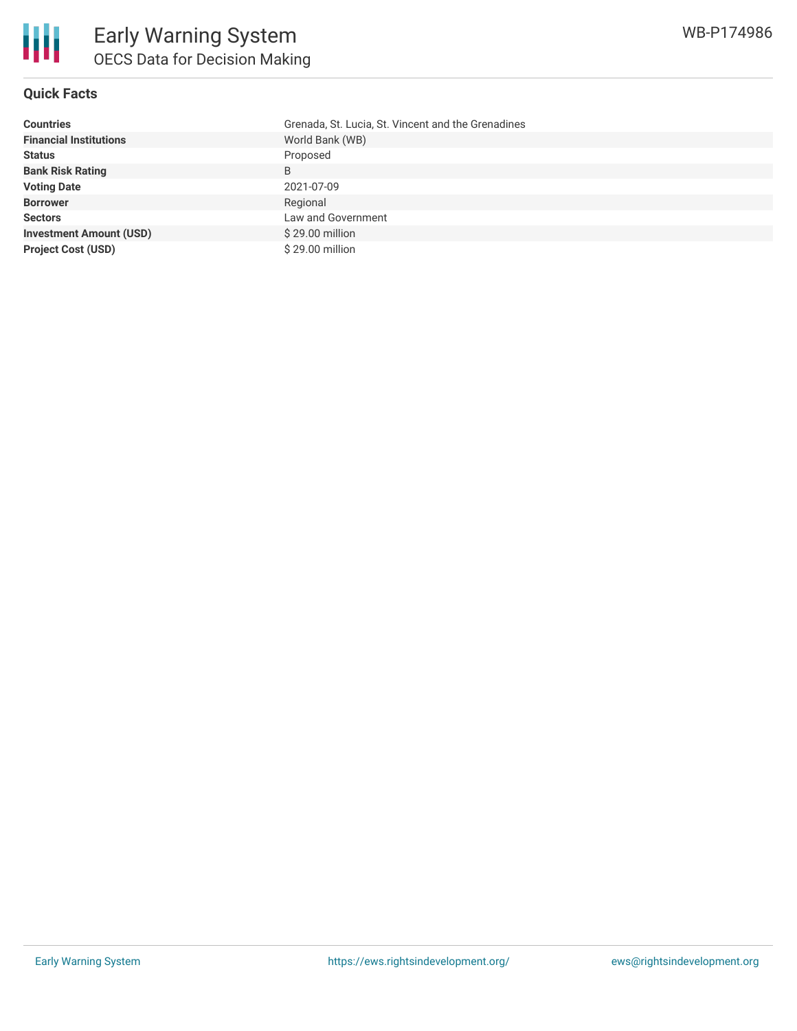# Early Warning System

## OECS Data for Decision Making

WB-P174986

### Quick Facts

| | |
|---|---|
| **Countries** | Grenada, St. Lucia, St. Vincent and the Grenadines |
| **Financial Institutions** | World Bank (WB) |
| **Status** | Proposed |
| **Bank Risk Rating** | B |
| **Voting Date** | 2021-07-09 |
| **Borrower** | Regional |
| **Sectors** | Law and Government |
| **Investment Amount (USD)** | $ 29.00 million |
| **Project Cost (USD)** | $ 29.00 million |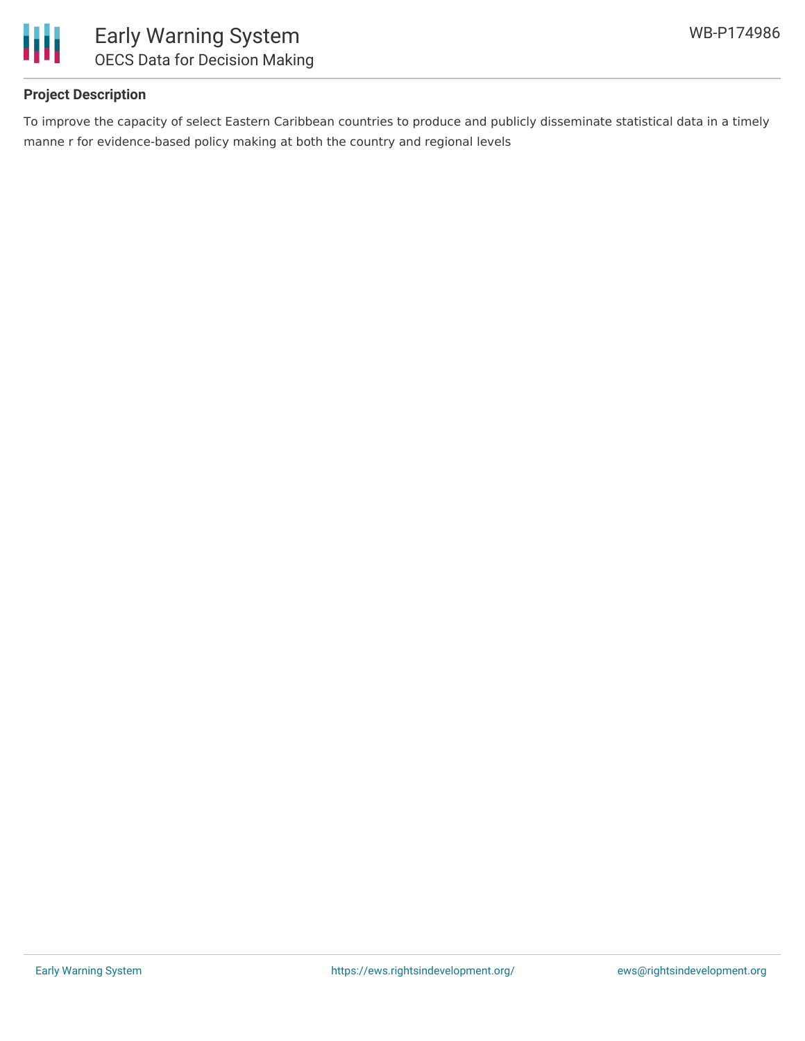**Project Description**

To improve the capacity of select Eastern Caribbean countries to produce and publicly disseminate statistical data in a timely manne r for evidence-based policy making at both the country and regional levels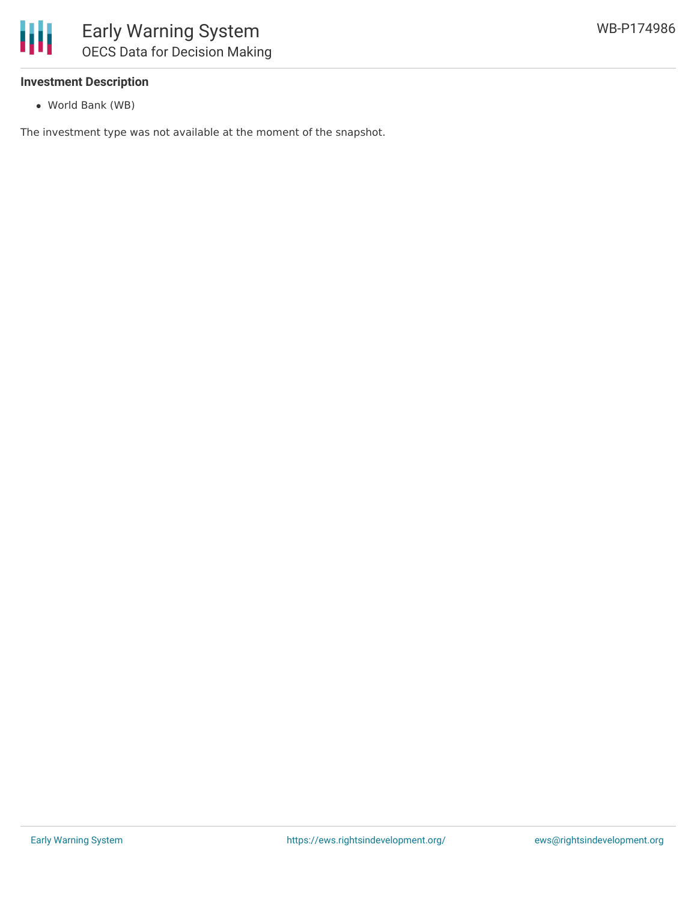### Investment Description

- World Bank (WB)

The investment type was not available at the moment of the snapshot.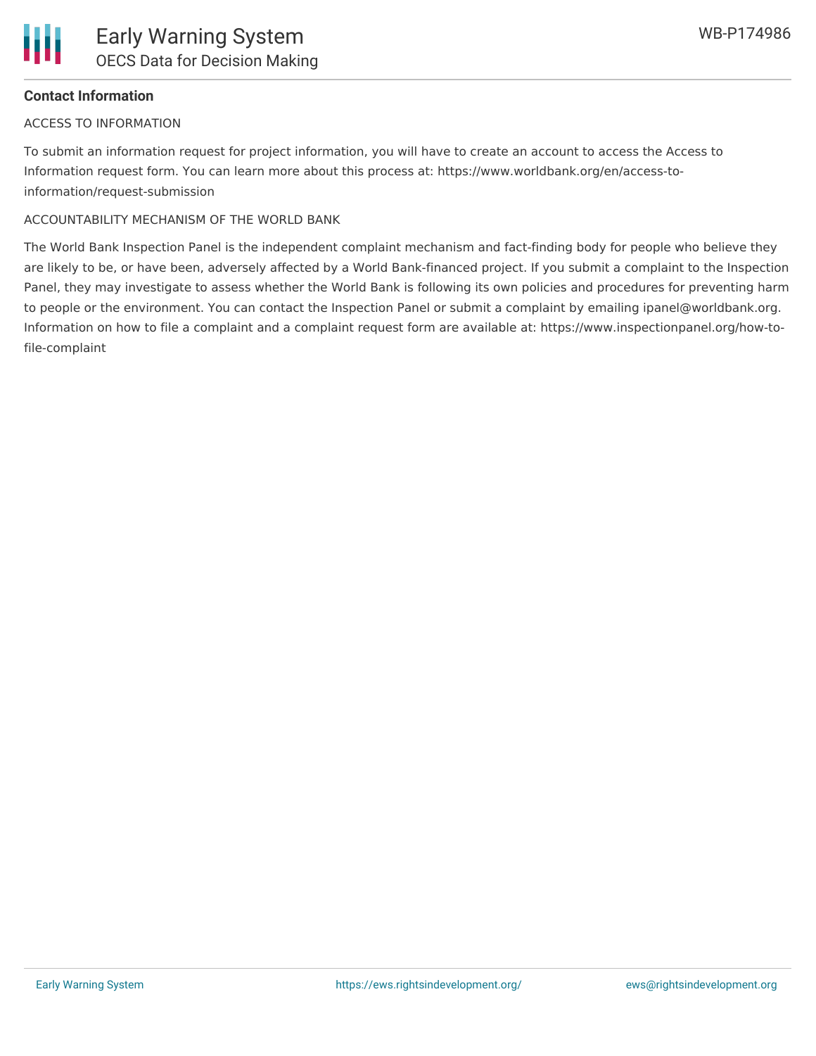**Contact Information**

ACCESS TO INFORMATION

To submit an information request for project information, you will have to create an account to access the Access to Information request form. You can learn more about this process at: https://www.worldbank.org/en/access-to-information/request-submission

ACCOUNTABILITY MECHANISM OF THE WORLD BANK

The World Bank Inspection Panel is the independent complaint mechanism and fact-finding body for people who believe they are likely to be, or have been, adversely affected by a World Bank-financed project. If you submit a complaint to the Inspection Panel, they may investigate to assess whether the World Bank is following its own policies and procedures for preventing harm to people or the environment. You can contact the Inspection Panel or submit a complaint by emailing ipanel@worldbank.org. Information on how to file a complaint and a complaint request form are available at: https://www.inspectionpanel.org/how-to-file-complaint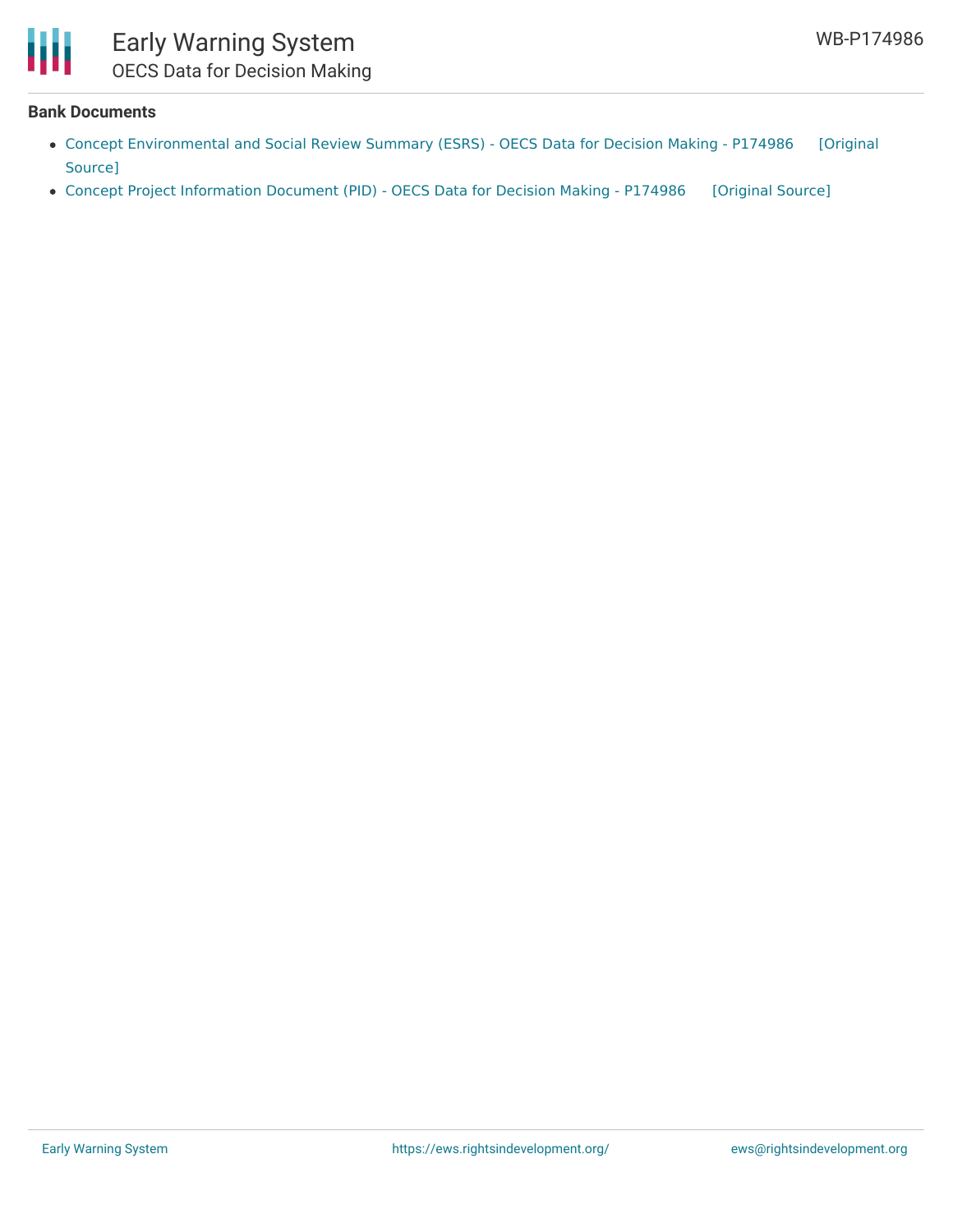**Bank Documents**

- Concept Environmental and Social Review Summary (ESRS) - OECS Data for Decision Making - P174986 [Original Source]
- Concept Project Information Document (PID) - OECS Data for Decision Making - P174986 [Original Source]